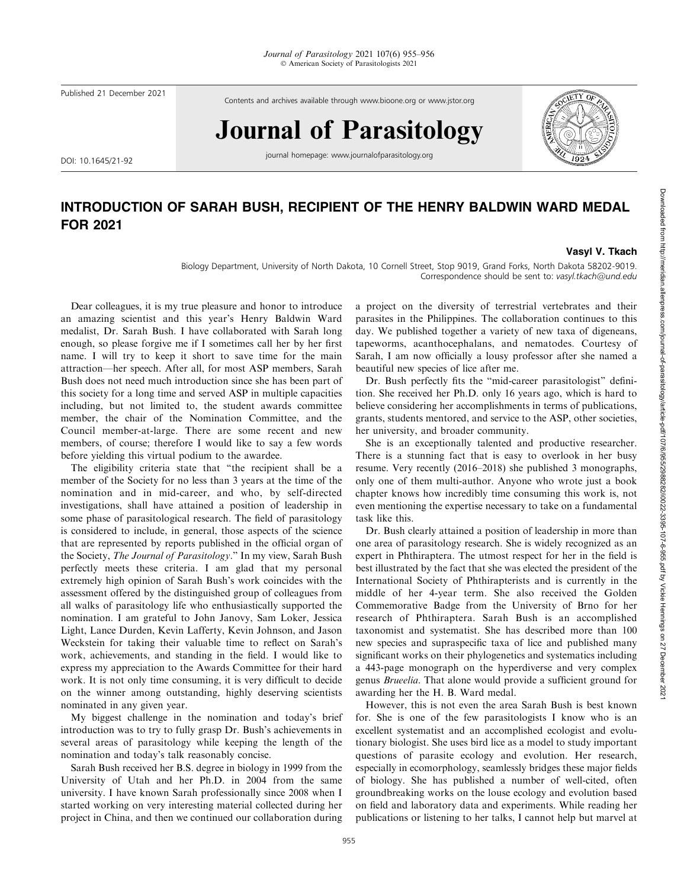Published 21 December 2021

Contents and archives available through www.bioone.org or www.jstor.org

# Journal of Parasitology

journal homepage: www.journalofparasitology.org

DOI: 10.1645/21-92

## INTRODUCTION OF SARAH BUSH, RECIPIENT OF THE HENRY BALDWIN WARD MEDAL FOR 2021

**Vasyl V. Tkach**

Biology Department, University of North Dakota, 10 Cornell Street, Stop 9019, Grand Forks, North Dakota 58202-9019.
Correspondence should be sent to: *vasyl.tkach@und.edu*

Dear colleagues, it is my true pleasure and honor to introduce an amazing scientist and this year's Henry Baldwin Ward medalist, Dr. Sarah Bush. I have collaborated with Sarah long enough, so please forgive me if I sometimes call her by her first name. I will try to keep it short to save time for the main attraction—her speech. After all, for most ASP members, Sarah Bush does not need much introduction since she has been part of this society for a long time and served ASP in multiple capacities including, but not limited to, the student awards committee member, the chair of the Nomination Committee, and the Council member-at-large. There are some recent and new members, of course; therefore I would like to say a few words before yielding this virtual podium to the awardee.

The eligibility criteria state that "the recipient shall be a member of the Society for no less than 3 years at the time of the nomination and in mid-career, and who, by self-directed investigations, shall have attained a position of leadership in some phase of parasitological research. The field of parasitology is considered to include, in general, those aspects of the science that are represented by reports published in the official organ of the Society, *The Journal of Parasitology*." In my view, Sarah Bush perfectly meets these criteria. I am glad that my personal extremely high opinion of Sarah Bush's work coincides with the assessment offered by the distinguished group of colleagues from all walks of parasitology life who enthusiastically supported the nomination. I am grateful to John Janovy, Sam Loker, Jessica Light, Lance Durden, Kevin Lafferty, Kevin Johnson, and Jason Weckstein for taking their valuable time to reflect on Sarah's work, achievements, and standing in the field. I would like to express my appreciation to the Awards Committee for their hard work. It is not only time consuming, it is very difficult to decide on the winner among outstanding, highly deserving scientists nominated in any given year.

My biggest challenge in the nomination and today's brief introduction was to try to fully grasp Dr. Bush's achievements in several areas of parasitology while keeping the length of the nomination and today's talk reasonably concise.

Sarah Bush received her B.S. degree in biology in 1999 from the University of Utah and her Ph.D. in 2004 from the same university. I have known Sarah professionally since 2008 when I started working on very interesting material collected during her project in China, and then we continued our collaboration during a project on the diversity of terrestrial vertebrates and their parasites in the Philippines. The collaboration continues to this day. We published together a variety of new taxa of digeneans, tapeworms, acanthocephalans, and nematodes. Courtesy of Sarah, I am now officially a lousy professor after she named a beautiful new species of lice after me.

Dr. Bush perfectly fits the "mid-career parasitologist" definition. She received her Ph.D. only 16 years ago, which is hard to believe considering her accomplishments in terms of publications, grants, students mentored, and service to the ASP, other societies, her university, and broader community.

She is an exceptionally talented and productive researcher. There is a stunning fact that is easy to overlook in her busy resume. Very recently (2016–2018) she published 3 monographs, only one of them multi-author. Anyone who wrote just a book chapter knows how incredibly time consuming this work is, not even mentioning the expertise necessary to take on a fundamental task like this.

Dr. Bush clearly attained a position of leadership in more than one area of parasitology research. She is widely recognized as an expert in Phthiraptera. The utmost respect for her in the field is best illustrated by the fact that she was elected the president of the International Society of Phthirapterists and is currently in the middle of her 4-year term. She also received the Golden Commemorative Badge from the University of Brno for her research of Phthiraptera. Sarah Bush is an accomplished taxonomist and systematist. She has described more than 100 new species and supraspecific taxa of lice and published many significant works on their phylogenetics and systematics including a 443-page monograph on the hyperdiverse and very complex genus *Brueelia*. That alone would provide a sufficient ground for awarding her the H. B. Ward medal.

However, this is not even the area Sarah Bush is best known for. She is one of the few parasitologists I know who is an excellent systematist and an accomplished ecologist and evolutionary biologist. She uses bird lice as a model to study important questions of parasite ecology and evolution. Her research, especially in ecomorphology, seamlessly bridges these major fields of biology. She has published a number of well-cited, often groundbreaking works on the louse ecology and evolution based on field and laboratory data and experiments. While reading her publications or listening to her talks, I cannot help but marvel at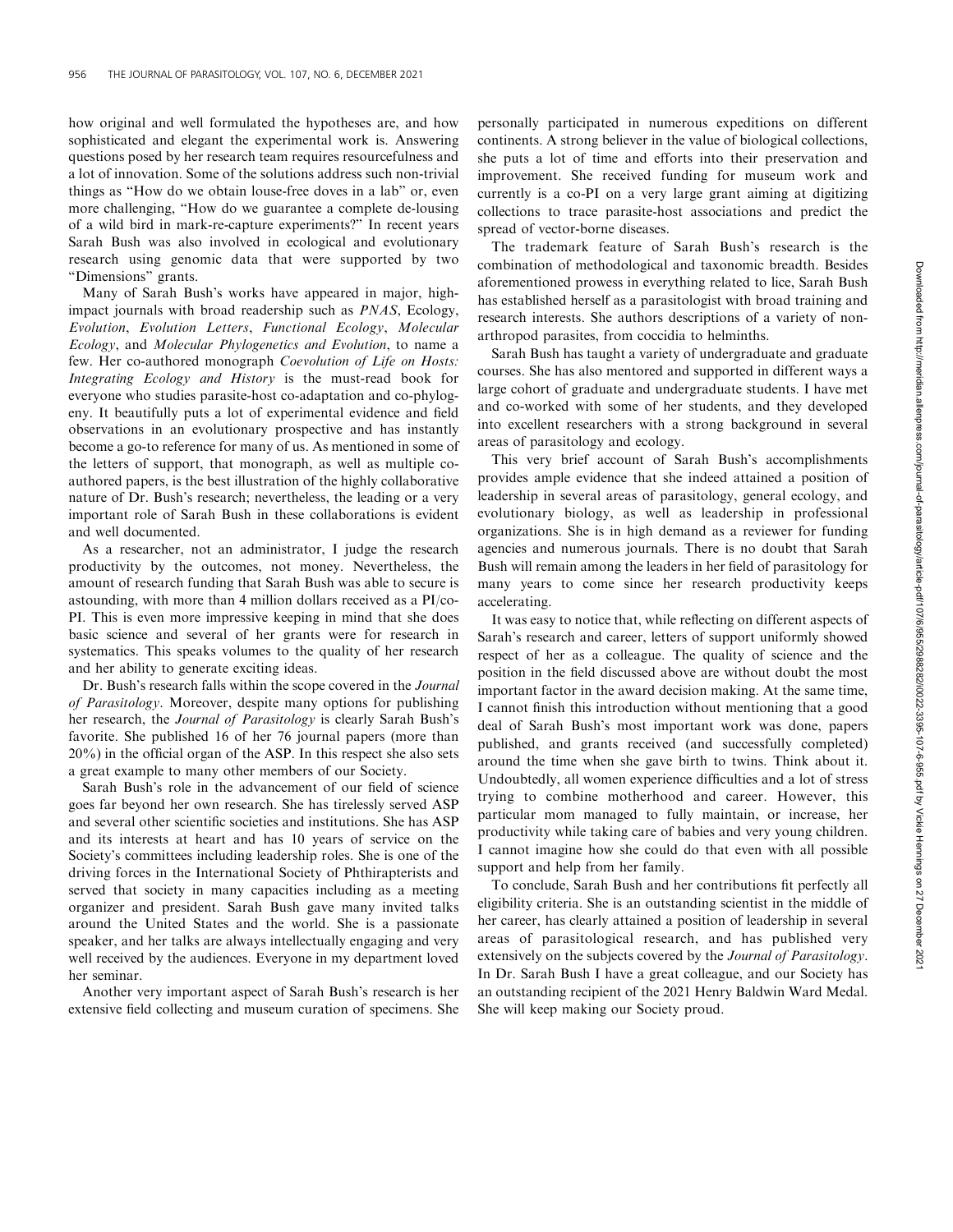how original and well formulated the hypotheses are, and how sophisticated and elegant the experimental work is. Answering questions posed by her research team requires resourcefulness and a lot of innovation. Some of the solutions address such non-trivial things as "How do we obtain louse-free doves in a lab" or, even more challenging, "How do we guarantee a complete de-lousing of a wild bird in mark-re-capture experiments?" In recent years Sarah Bush was also involved in ecological and evolutionary research using genomic data that were supported by two "Dimensions" grants.

Many of Sarah Bush's works have appeared in major, high-impact journals with broad readership such as *PNAS*, Ecology, *Evolution*, *Evolution Letters*, *Functional Ecology*, *Molecular Ecology*, and *Molecular Phylogenetics and Evolution*, to name a few. Her co-authored monograph *Coevolution of Life on Hosts: Integrating Ecology and History* is the must-read book for everyone who studies parasite-host co-adaptation and co-phylogeny. It beautifully puts a lot of experimental evidence and field observations in an evolutionary prospective and has instantly become a go-to reference for many of us. As mentioned in some of the letters of support, that monograph, as well as multiple co-authored papers, is the best illustration of the highly collaborative nature of Dr. Bush's research; nevertheless, the leading or a very important role of Sarah Bush in these collaborations is evident and well documented.

As a researcher, not an administrator, I judge the research productivity by the outcomes, not money. Nevertheless, the amount of research funding that Sarah Bush was able to secure is astounding, with more than 4 million dollars received as a PI/co-PI. This is even more impressive keeping in mind that she does basic science and several of her grants were for research in systematics. This speaks volumes to the quality of her research and her ability to generate exciting ideas.

Dr. Bush's research falls within the scope covered in the *Journal of Parasitology*. Moreover, despite many options for publishing her research, the *Journal of Parasitology* is clearly Sarah Bush's favorite. She published 16 of her 76 journal papers (more than 20%) in the official organ of the ASP. In this respect she also sets a great example to many other members of our Society.

Sarah Bush's role in the advancement of our field of science goes far beyond her own research. She has tirelessly served ASP and several other scientific societies and institutions. She has ASP and its interests at heart and has 10 years of service on the Society's committees including leadership roles. She is one of the driving forces in the International Society of Phthirapterists and served that society in many capacities including as a meeting organizer and president. Sarah Bush gave many invited talks around the United States and the world. She is a passionate speaker, and her talks are always intellectually engaging and very well received by the audiences. Everyone in my department loved her seminar.

Another very important aspect of Sarah Bush's research is her extensive field collecting and museum curation of specimens. She personally participated in numerous expeditions on different continents. A strong believer in the value of biological collections, she puts a lot of time and efforts into their preservation and improvement. She received funding for museum work and currently is a co-PI on a very large grant aiming at digitizing collections to trace parasite-host associations and predict the spread of vector-borne diseases.

The trademark feature of Sarah Bush's research is the combination of methodological and taxonomic breadth. Besides aforementioned prowess in everything related to lice, Sarah Bush has established herself as a parasitologist with broad training and research interests. She authors descriptions of a variety of non-arthropod parasites, from coccidia to helminths.

Sarah Bush has taught a variety of undergraduate and graduate courses. She has also mentored and supported in different ways a large cohort of graduate and undergraduate students. I have met and co-worked with some of her students, and they developed into excellent researchers with a strong background in several areas of parasitology and ecology.

This very brief account of Sarah Bush's accomplishments provides ample evidence that she indeed attained a position of leadership in several areas of parasitology, general ecology, and evolutionary biology, as well as leadership in professional organizations. She is in high demand as a reviewer for funding agencies and numerous journals. There is no doubt that Sarah Bush will remain among the leaders in her field of parasitology for many years to come since her research productivity keeps accelerating.

It was easy to notice that, while reflecting on different aspects of Sarah's research and career, letters of support uniformly showed respect of her as a colleague. The quality of science and the position in the field discussed above are without doubt the most important factor in the award decision making. At the same time, I cannot finish this introduction without mentioning that a good deal of Sarah Bush's most important work was done, papers published, and grants received (and successfully completed) around the time when she gave birth to twins. Think about it. Undoubtedly, all women experience difficulties and a lot of stress trying to combine motherhood and career. However, this particular mom managed to fully maintain, or increase, her productivity while taking care of babies and very young children. I cannot imagine how she could do that even with all possible support and help from her family.

To conclude, Sarah Bush and her contributions fit perfectly all eligibility criteria. She is an outstanding scientist in the middle of her career, has clearly attained a position of leadership in several areas of parasitological research, and has published very extensively on the subjects covered by the *Journal of Parasitology*. In Dr. Sarah Bush I have a great colleague, and our Society has an outstanding recipient of the 2021 Henry Baldwin Ward Medal. She will keep making our Society proud.